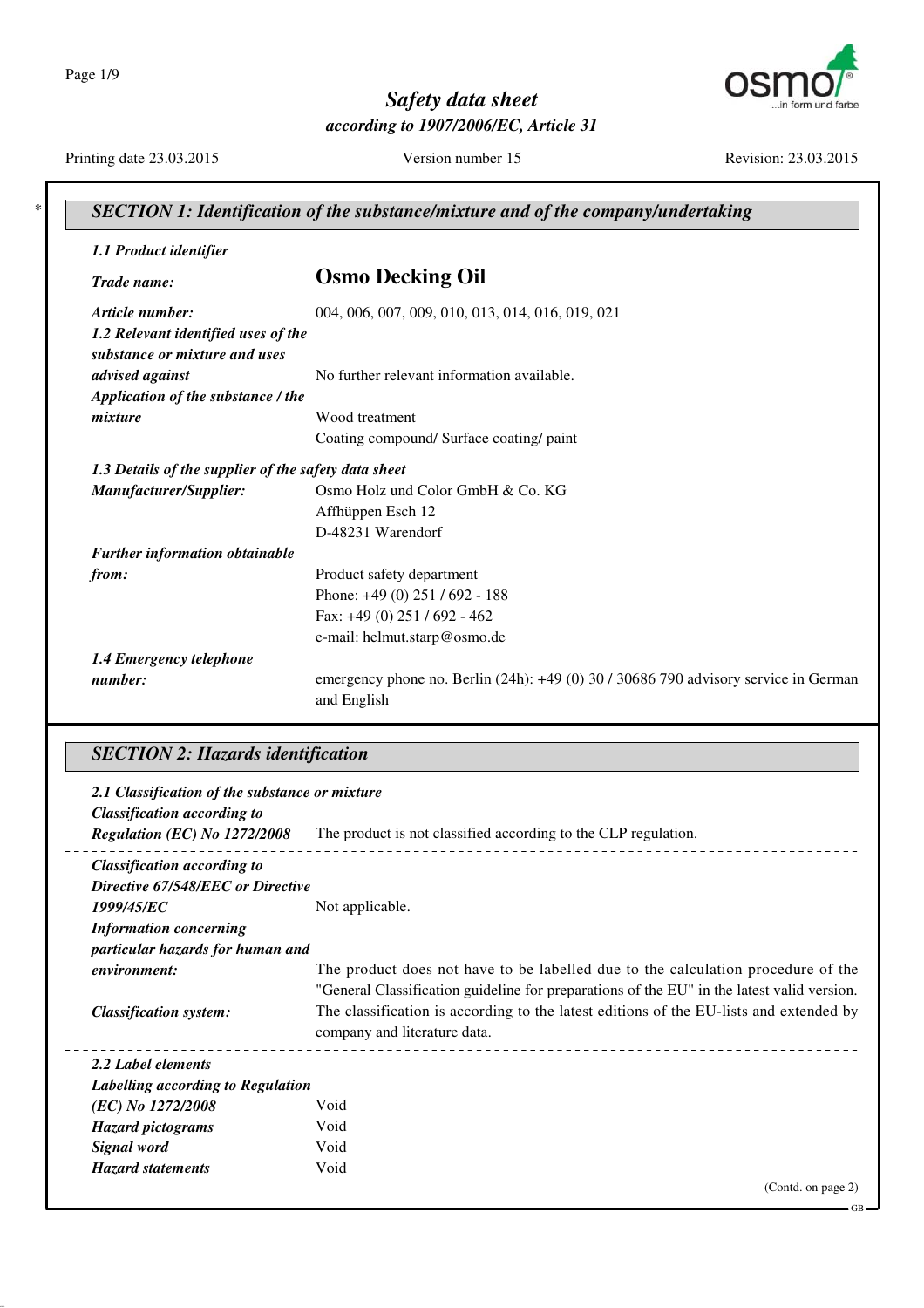# Safety data sheet

*according to 1907/2006/EC, Article 31*

Printing date 23.03.2015 | Version number 15 | Revision: 23.03.2015

## SECTION 1: Identification of the substance/mixture and of the company/undertaking

***1.1 Product identifier***

***Trade name:*** **Osmo Decking Oil**

***Article number:*** 004, 006, 007, 009, 010, 013, 014, 016, 019, 021

***1.2 Relevant identified uses of the substance or mixture and uses advised against*** No further relevant information available.

***Application of the substance / the mixture*** Wood treatment
Coating compound/ Surface coating/ paint

***1.3 Details of the supplier of the safety data sheet***

***Manufacturer/Supplier:***
Osmo Holz und Color GmbH & Co. KG
Affhüppen Esch 12
D-48231 Warendorf

***Further information obtainable from:***
Product safety department
Phone: +49 (0) 251 / 692 - 188
Fax: +49 (0) 251 / 692 - 462
e-mail: helmut.starp@osmo.de

***1.4 Emergency telephone number:*** emergency phone no. Berlin (24h): +49 (0) 30 / 30686 790 advisory service in German and English

## SECTION 2: Hazards identification

***2.1 Classification of the substance or mixture***

***Classification according to Regulation (EC) No 1272/2008*** The product is not classified according to the CLP regulation.

***Classification according to Directive 67/548/EEC or Directive 1999/45/EC*** Not applicable.

***Information concerning particular hazards for human and environment:*** The product does not have to be labelled due to the calculation procedure of the "General Classification guideline for preparations of the EU" in the latest valid version.

***Classification system:*** The classification is according to the latest editions of the EU-lists and extended by company and literature data.

***2.2 Label elements***

***Labelling according to Regulation (EC) No 1272/2008*** Void

***Hazard pictograms*** Void

***Signal word*** Void

***Hazard statements*** Void

(Contd. on page 2)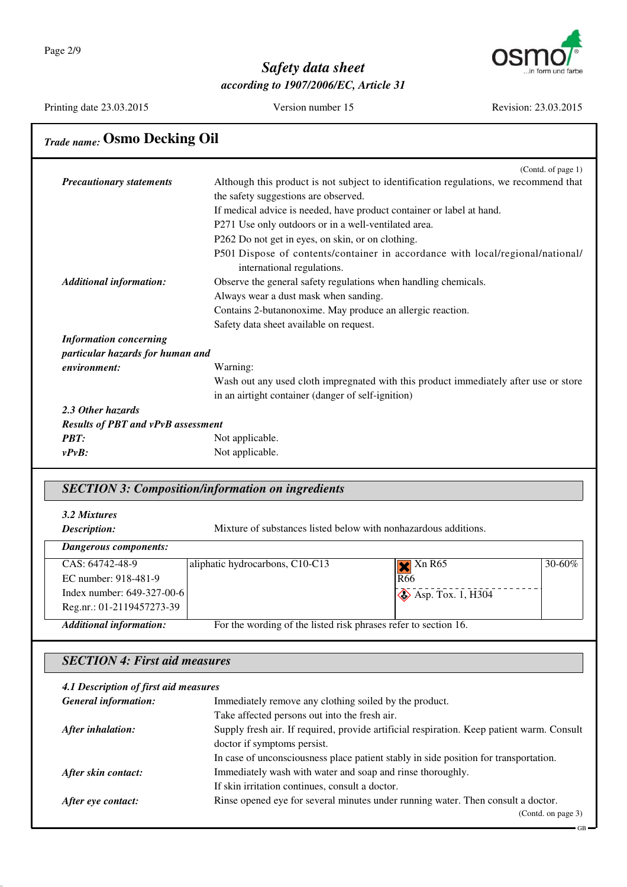**Trade name: Osmo Decking Oil**

(Contd. of page 1)

***Precautionary statements*** Although this product is not subject to identification regulations, we recommend that the safety suggestions are observed.
If medical advice is needed, have product container or label at hand.
P271 Use only outdoors or in a well-ventilated area.
P262 Do not get in eyes, on skin, or on clothing.
P501 Dispose of contents/container in accordance with local/regional/national/ international regulations.

***Additional information:*** Observe the general safety regulations when handling chemicals.
Always wear a dust mask when sanding.
Contains 2-butanonoxime. May produce an allergic reaction.
Safety data sheet available on request.

***Information concerning particular hazards for human and environment:***
Warning:
Wash out any used cloth impregnated with this product immediately after use or store in an airtight container (danger of self-ignition)

***2.3 Other hazards***

***Results of PBT and vPvB assessment***

***PBT:*** Not applicable.

***vPvB:*** Not applicable.

## SECTION 3: Composition/information on ingredients

***3.2 Mixtures***

***Description:*** Mixture of substances listed below with nonhazardous additions.

| ***Dangerous components:*** | | | |
|---|---|---|---|
| CAS: 64742-48-9<br>EC number: 918-481-9<br>Index number: 649-327-00-6<br>Reg.nr.: 01-2119457273-39 | aliphatic hydrocarbons, C10-C13 | Xn R65<br>R66<br>Asp. Tox. 1, H304 | 30-60% |

***Additional information:*** For the wording of the listed risk phrases refer to section 16.

## SECTION 4: First aid measures

***4.1 Description of first aid measures***

***General information:*** Immediately remove any clothing soiled by the product.
Take affected persons out into the fresh air.

***After inhalation:*** Supply fresh air. If required, provide artificial respiration. Keep patient warm. Consult doctor if symptoms persist.
In case of unconsciousness place patient stably in side position for transportation.

***After skin contact:*** Immediately wash with water and soap and rinse thoroughly.
If skin irritation continues, consult a doctor.

***After eye contact:*** Rinse opened eye for several minutes under running water. Then consult a doctor.

(Contd. on page 3)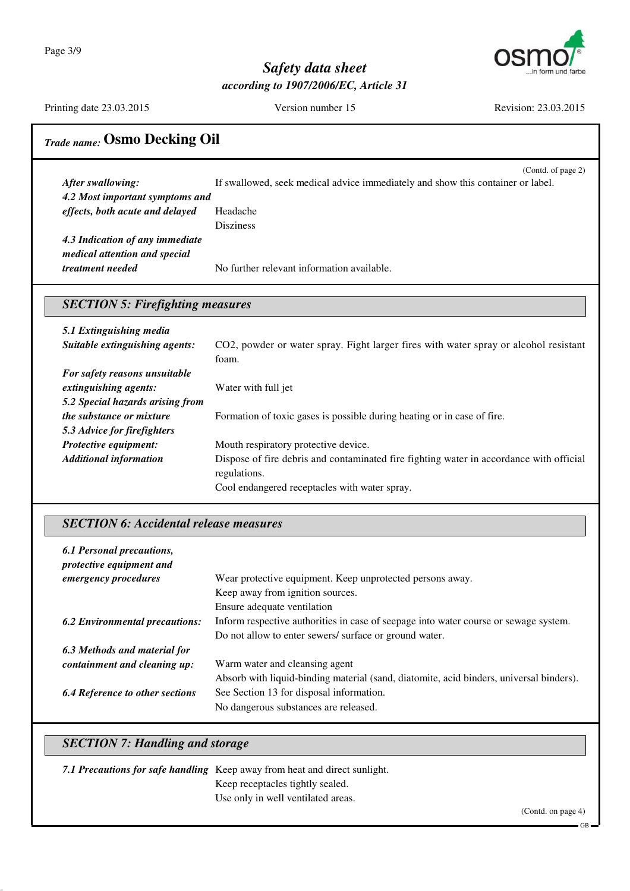## Trade name: Osmo Decking Oil

(Contd. of page 2)

***After swallowing:*** If swallowed, seek medical advice immediately and show this container or label.

***4.2 Most important symptoms and effects, both acute and delayed*** Headache
Disziness

***4.3 Indication of any immediate medical attention and special treatment needed*** No further relevant information available.

## SECTION 5: Firefighting measures

***5.1 Extinguishing media***

***Suitable extinguishing agents:*** $CO_2$, powder or water spray. Fight larger fires with water spray or alcohol resistant foam.

***For safety reasons unsuitable extinguishing agents:*** Water with full jet

***5.2 Special hazards arising from the substance or mixture*** Formation of toxic gases is possible during heating or in case of fire.

***5.3 Advice for firefighters***

***Protective equipment:*** Mouth respiratory protective device.

***Additional information*** Dispose of fire debris and contaminated fire fighting water in accordance with official regulations.
Cool endangered receptacles with water spray.

## SECTION 6: Accidental release measures

***6.1 Personal precautions, protective equipment and emergency procedures*** Wear protective equipment. Keep unprotected persons away.
Keep away from ignition sources.
Ensure adequate ventilation

***6.2 Environmental precautions:*** Inform respective authorities in case of seepage into water course or sewage system.
Do not allow to enter sewers/ surface or ground water.

***6.3 Methods and material for containment and cleaning up:*** Warm water and cleansing agent
Absorb with liquid-binding material (sand, diatomite, acid binders, universal binders).

***6.4 Reference to other sections*** See Section 13 for disposal information.
No dangerous substances are released.

## SECTION 7: Handling and storage

***7.1 Precautions for safe handling*** Keep away from heat and direct sunlight.
Keep receptacles tightly sealed.
Use only in well ventilated areas.

(Contd. on page 4)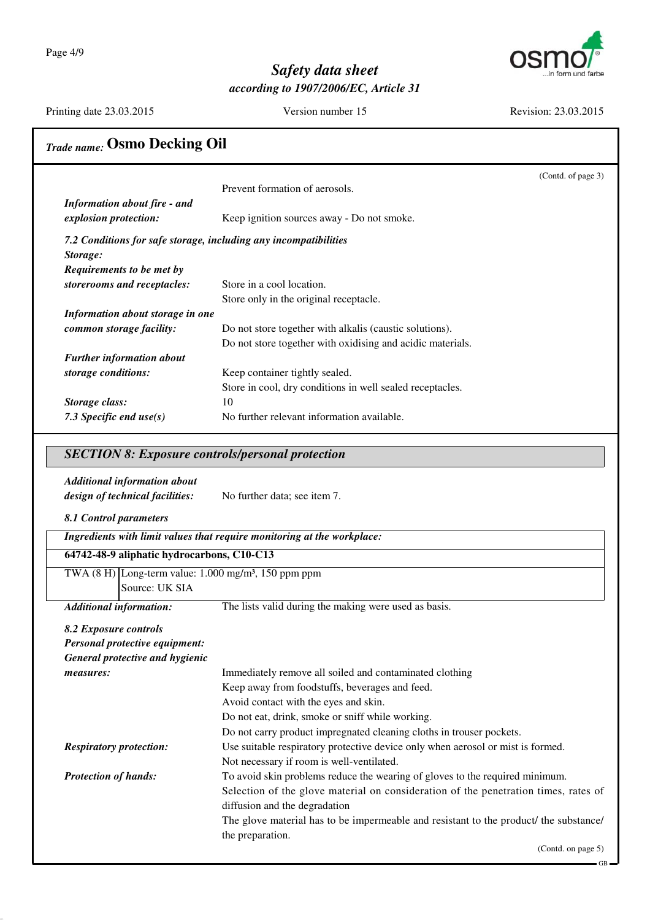**Trade name: Osmo Decking Oil**

(Contd. of page 3)

Prevent formation of aerosols.

***Information about fire - and explosion protection:*** Keep ignition sources away - Do not smoke.

***7.2 Conditions for safe storage, including any incompatibilities***

***Storage:***

***Requirements to be met by storerooms and receptacles:*** Store in a cool location.
Store only in the original receptacle.

***Information about storage in one common storage facility:*** Do not store together with alkalis (caustic solutions).
Do not store together with oxidising and acidic materials.

***Further information about storage conditions:*** Keep container tightly sealed.
Store in cool, dry conditions in well sealed receptacles.

***Storage class:*** 10

***7.3 Specific end use(s)*** No further relevant information available.

## *SECTION 8: Exposure controls/personal protection*

***Additional information about design of technical facilities:*** No further data; see item 7.

***8.1 Control parameters***

| ***Ingredients with limit values that require monitoring at the workplace:*** | |
|---|---|
| **64742-48-9 aliphatic hydrocarbons, C10-C13** | |
| TWA (8 H) | Long-term value: 1.000 mg/m³, 150 ppm ppm<br>Source: UK SIA |

***Additional information:*** The lists valid during the making were used as basis.

***8.2 Exposure controls***

***Personal protective equipment:***

***General protective and hygienic measures:***
Immediately remove all soiled and contaminated clothing
Keep away from foodstuffs, beverages and feed.
Avoid contact with the eyes and skin.
Do not eat, drink, smoke or sniff while working.
Do not carry product impregnated cleaning cloths in trouser pockets.

***Respiratory protection:*** Use suitable respiratory protective device only when aerosol or mist is formed.
Not necessary if room is well-ventilated.

***Protection of hands:*** To avoid skin problems reduce the wearing of gloves to the required minimum.
Selection of the glove material on consideration of the penetration times, rates of diffusion and the degradation
The glove material has to be impermeable and resistant to the product/ the substance/ the preparation.

(Contd. on page 5)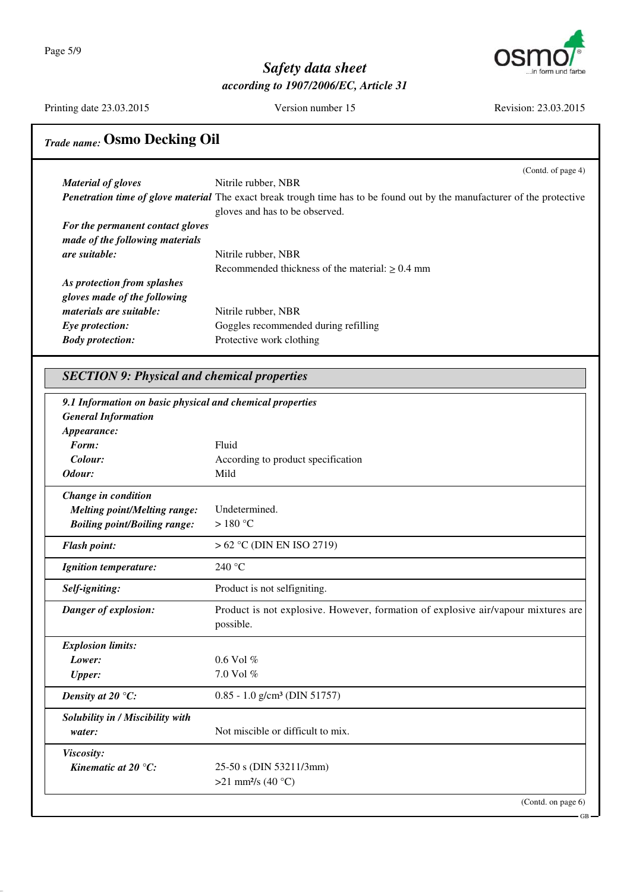**Trade name: Osmo Decking Oil**

(Contd. of page 4)

| | |
|---|---|
| ***Material of gloves*** | Nitrile rubber, NBR |
| ***Penetration time of glove material*** | The exact break trough time has to be found out by the manufacturer of the protective gloves and has to be observed. |
| ***For the permanent contact gloves made of the following materials are suitable:*** | Nitrile rubber, NBR<br>Recommended thickness of the material: ≥ 0.4 mm |
| ***As protection from splashes gloves made of the following materials are suitable:*** | Nitrile rubber, NBR |
| ***Eye protection:*** | Goggles recommended during refilling |
| ***Body protection:*** | Protective work clothing |

## *SECTION 9: Physical and chemical properties*

***9.1 Information on basic physical and chemical properties***

***General Information***

| | |
|---|---|
| ***Appearance:*** | |
| ***Form:*** | Fluid |
| ***Colour:*** | According to product specification |
| ***Odour:*** | Mild |
| ***Change in condition*** | |
| ***Melting point/Melting range:*** | Undetermined. |
| ***Boiling point/Boiling range:*** | > 180 °C |
| ***Flash point:*** | > 62 °C (DIN EN ISO 2719) |
| ***Ignition temperature:*** | 240 °C |
| ***Self-igniting:*** | Product is not selfigniting. |
| ***Danger of explosion:*** | Product is not explosive. However, formation of explosive air/vapour mixtures are possible. |
| ***Explosion limits:*** | |
| ***Lower:*** | 0.6 Vol % |
| ***Upper:*** | 7.0 Vol % |
| ***Density at 20 °C:*** | 0.85 - 1.0 g/cm³ (DIN 51757) |
| ***Solubility in / Miscibility with water:*** | Not miscible or difficult to mix. |
| ***Viscosity:*** | |
| ***Kinematic at 20 °C:*** | 25-50 s (DIN 53211/3mm)<br>>21 mm²/s (40 °C) |

(Contd. on page 6)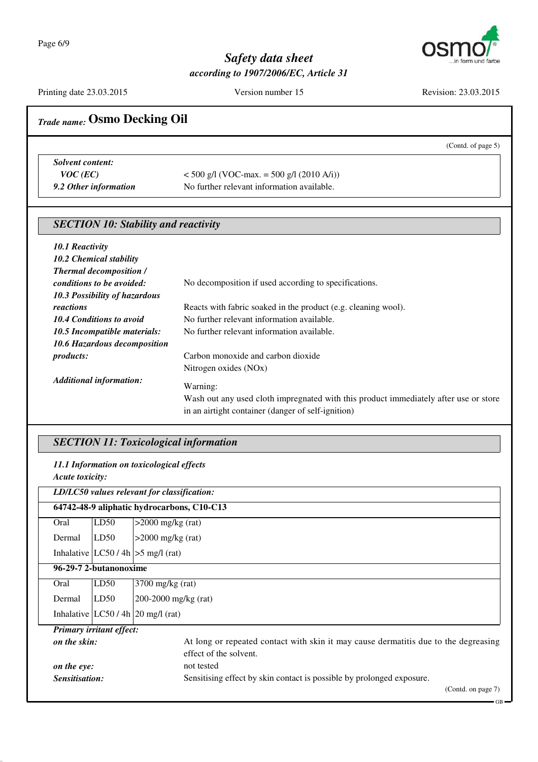## Trade name: Osmo Decking Oil

(Contd. of page 5)

| | |
|---|---|
| ***Solvent content:*** | |
| ***VOC (EC)*** | < 500 g/l (VOC-max. = 500 g/l (2010 A/i)) |
| ***9.2 Other information*** | No further relevant information available. |

## SECTION 10: Stability and reactivity

| | |
|---|---|
| ***10.1 Reactivity*** | |
| ***10.2 Chemical stability*** | |
| ***Thermal decomposition / conditions to be avoided:*** | No decomposition if used according to specifications. |
| ***10.3 Possibility of hazardous reactions*** | Reacts with fabric soaked in the product (e.g. cleaning wool). |
| ***10.4 Conditions to avoid*** | No further relevant information available. |
| ***10.5 Incompatible materials:*** | No further relevant information available. |
| ***10.6 Hazardous decomposition products:*** | Carbon monoxide and carbon dioxide<br>Nitrogen oxides (NOx) |
| ***Additional information:*** | Warning:<br>Wash out any used cloth impregnated with this product immediately after use or store in an airtight container (danger of self-ignition) |

## SECTION 11: Toxicological information

***11.1 Information on toxicological effects***
***Acute toxicity:***

| ***LD/LC50 values relevant for classification:*** | | |
|---|---|---|
| **64742-48-9 aliphatic hydrocarbons, C10-C13** | | |
| Oral | LD50 | >2000 mg/kg (rat) |
| Dermal | LD50 | >2000 mg/kg (rat) |
| Inhalative | LC50 / 4h | >5 mg/l (rat) |
| **96-29-7 2-butanonoxime** | | |
| Oral | LD50 | 3700 mg/kg (rat) |
| Dermal | LD50 | 200-2000 mg/kg (rat) |
| Inhalative | LC50 / 4h | 20 mg/l (rat) |

***Primary irritant effect:***

| | |
|---|---|
| ***on the skin:*** | At long or repeated contact with skin it may cause dermatitis due to the degreasing effect of the solvent. |
| ***on the eye:*** | not tested |
| ***Sensitisation:*** | Sensitising effect by skin contact is possible by prolonged exposure. |

(Contd. on page 7)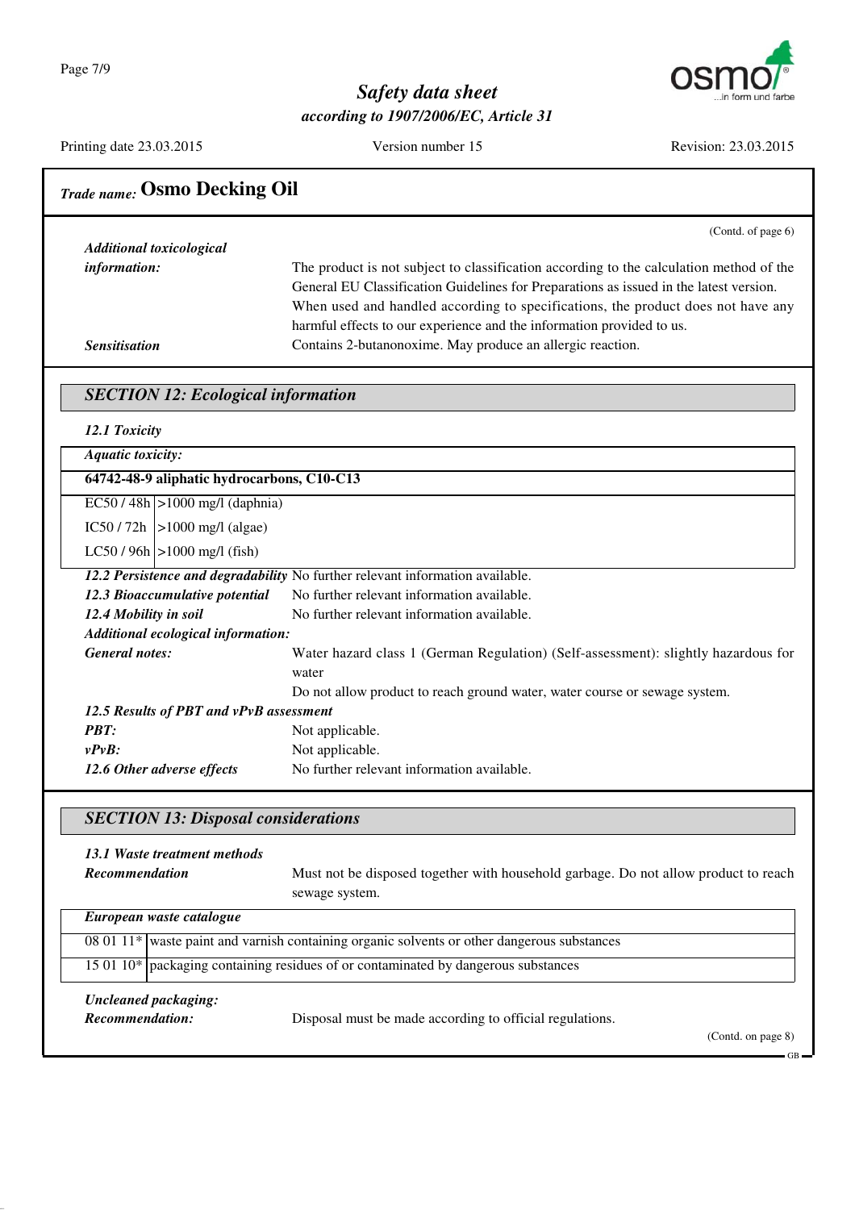**Trade name: Osmo Decking Oil**

(Contd. of page 6)

***Additional toxicological information:*** The product is not subject to classification according to the calculation method of the General EU Classification Guidelines for Preparations as issued in the latest version.
When used and handled according to specifications, the product does not have any harmful effects to our experience and the information provided to us.

***Sensitisation*** Contains 2-butanonoxime. May produce an allergic reaction.

## SECTION 12: Ecological information

***12.1 Toxicity***

***Aquatic toxicity:***

| **64742-48-9 aliphatic hydrocarbons, C10-C13** | |
|---|---|
| EC50 / 48h | >1000 mg/l (daphnia) |
| IC50 / 72h | >1000 mg/l (algae) |
| LC50 / 96h | >1000 mg/l (fish) |

***12.2 Persistence and degradability*** No further relevant information available.

***12.3 Bioaccumulative potential*** No further relevant information available.

***12.4 Mobility in soil*** No further relevant information available.

***Additional ecological information:***

***General notes:*** Water hazard class 1 (German Regulation) (Self-assessment): slightly hazardous for water
Do not allow product to reach ground water, water course or sewage system.

***12.5 Results of PBT and vPvB assessment***

***PBT:*** Not applicable.

***vPvB:*** Not applicable.

***12.6 Other adverse effects*** No further relevant information available.

## SECTION 13: Disposal considerations

***13.1 Waste treatment methods***

***Recommendation*** Must not be disposed together with household garbage. Do not allow product to reach sewage system.

| ***European waste catalogue*** | |
|---|---|
| 08 01 11* | waste paint and varnish containing organic solvents or other dangerous substances |
| 15 01 10* | packaging containing residues of or contaminated by dangerous substances |

***Uncleaned packaging:***

***Recommendation:*** Disposal must be made according to official regulations.

(Contd. on page 8)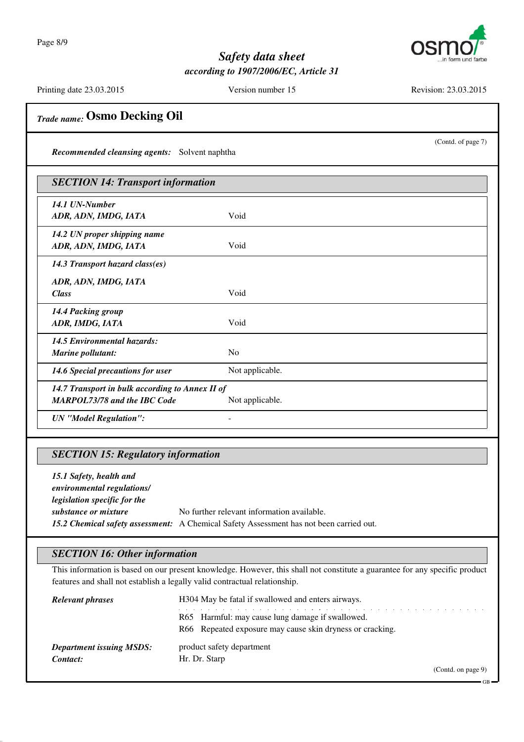**Trade name: Osmo Decking Oil**

(Contd. of page 7)

***Recommended cleansing agents:*** Solvent naphtha

## SECTION 14: Transport information

| | |
|---|---|
| ***14.1 UN-Number*** <br> ***ADR, ADN, IMDG, IATA*** | Void |
| ***14.2 UN proper shipping name*** <br> ***ADR, ADN, IMDG, IATA*** | Void |
| ***14.3 Transport hazard class(es)*** <br> ***ADR, ADN, IMDG, IATA*** <br> ***Class*** | Void |
| ***14.4 Packing group*** <br> ***ADR, IMDG, IATA*** | Void |
| ***14.5 Environmental hazards:*** <br> ***Marine pollutant:*** | No |
| ***14.6 Special precautions for user*** | Not applicable. |
| ***14.7 Transport in bulk according to Annex II of MARPOL73/78 and the IBC Code*** | Not applicable. |
| ***UN "Model Regulation":*** | - |

## SECTION 15: Regulatory information

***15.1 Safety, health and environmental regulations/ legislation specific for the substance or mixture*** No further relevant information available.

***15.2 Chemical safety assessment:*** A Chemical Safety Assessment has not been carried out.

## SECTION 16: Other information

This information is based on our present knowledge. However, this shall not constitute a guarantee for any specific product features and shall not establish a legally valid contractual relationship.

***Relevant phrases*** H304 May be fatal if swallowed and enters airways.

R65 Harmful: may cause lung damage if swallowed.
R66 Repeated exposure may cause skin dryness or cracking.

***Department issuing MSDS:*** product safety department

***Contact:*** Hr. Dr. Starp

(Contd. on page 9)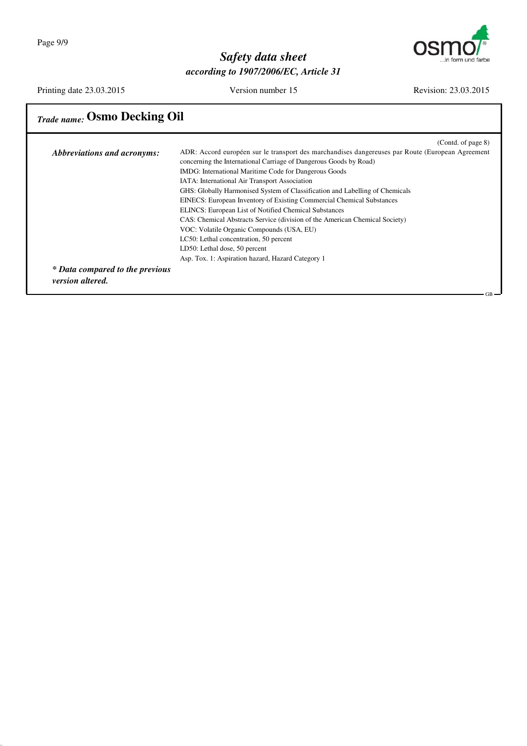## Trade name: Osmo Decking Oil

(Contd. of page 8)

***Abbreviations and acronyms:***

ADR: Accord européen sur le transport des marchandises dangereuses par Route (European Agreement concerning the International Carriage of Dangerous Goods by Road)
IMDG: International Maritime Code for Dangerous Goods
IATA: International Air Transport Association
GHS: Globally Harmonised System of Classification and Labelling of Chemicals
EINECS: European Inventory of Existing Commercial Chemical Substances
ELINCS: European List of Notified Chemical Substances
CAS: Chemical Abstracts Service (division of the American Chemical Society)
VOC: Volatile Organic Compounds (USA, EU)
LC50: Lethal concentration, 50 percent
LD50: Lethal dose, 50 percent
Asp. Tox. 1: Aspiration hazard, Hazard Category 1

***\* Data compared to the previous version altered.***

GB